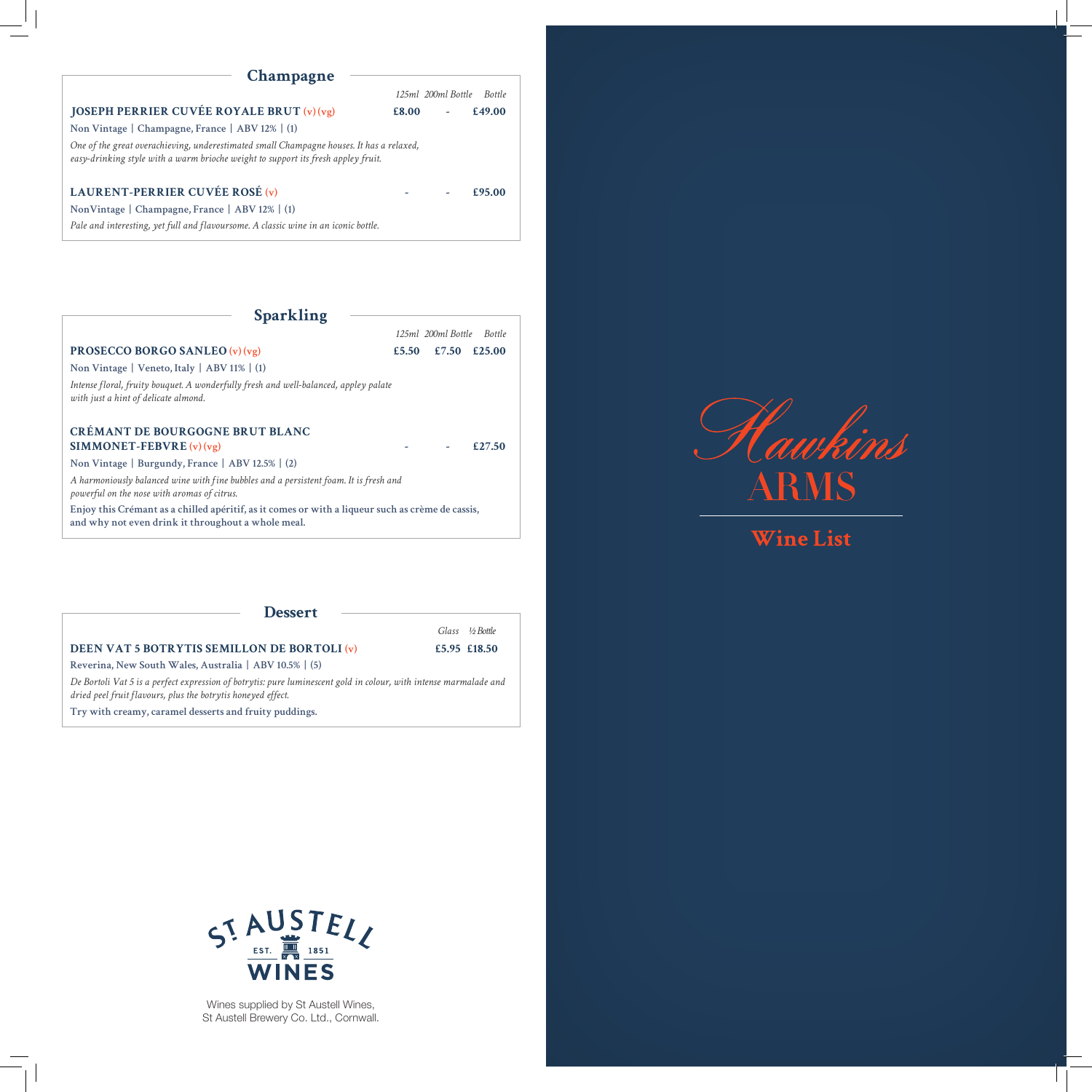## Champagne

| | 125ml | 200ml Bottle | Bottle |
|---|---|---|---|
| **JOSEPH PERRIER CUVÉE ROYALE BRUT** (v) (vg) | **£8.00** | - | **£49.00** |
| **LAURENT-PERRIER CUVÉE ROSÉ** (v) | - | - | **£95.00** |

**JOSEPH PERRIER CUVÉE ROYALE BRUT** (v) (vg)

Non Vintage | Champagne, France | ABV 12% | (1)

*One of the great overachieving, underestimated small Champagne houses. It has a relaxed, easy-drinking style with a warm brioche weight to support its fresh appley fruit.*

**LAURENT-PERRIER CUVÉE ROSÉ** (v)

NonVintage | Champagne, France | ABV 12% | (1)

*Pale and interesting, yet full and flavoursome. A classic wine in an iconic bottle.*

## Sparkling

| | 125ml | 200ml Bottle | Bottle |
|---|---|---|---|
| **PROSECCO BORGO SANLEO** (v) (vg) | **£5.50** | **£7.50** | **£25.00** |
| **CRÉMANT DE BOURGOGNE BRUT BLANC SIMMONET-FEBVRE** (v) (vg) | - | - | **£27.50** |

**PROSECCO BORGO SANLEO** (v) (vg)

Non Vintage | Veneto, Italy | ABV 11% | (1)

*Intense floral, fruity bouquet. A wonderfully fresh and well-balanced, appley palate with just a hint of delicate almond.*

**CRÉMANT DE BOURGOGNE BRUT BLANC SIMMONET-FEBVRE** (v) (vg)

Non Vintage | Burgundy, France | ABV 12.5% | (2)

*A harmoniously balanced wine with fine bubbles and a persistent foam. It is fresh and powerful on the nose with aromas of citrus.*

Enjoy this Crémant as a chilled apéritif, as it comes or with a liqueur such as crème de cassis, and why not even drink it throughout a whole meal.

## Dessert

| | Glass | ½ Bottle |
|---|---|---|
| **DEEN VAT 5 BOTRYTIS SEMILLON DE BORTOLI** (v) | **£5.95** | **£18.50** |

Reverina, New South Wales, Australia | ABV 10.5% | (5)

*De Bortoli Vat 5 is a perfect expression of botrytis: pure luminescent gold in colour, with intense marmalade and dried peel fruit flavours, plus the botrytis honeyed effect.*

Try with creamy, caramel desserts and fruity puddings.

ST AUSTELL EST. 1851 WINES

Wines supplied by St Austell Wines, St Austell Brewery Co. Ltd., Cornwall.

# Hawkins ARMS

## Wine List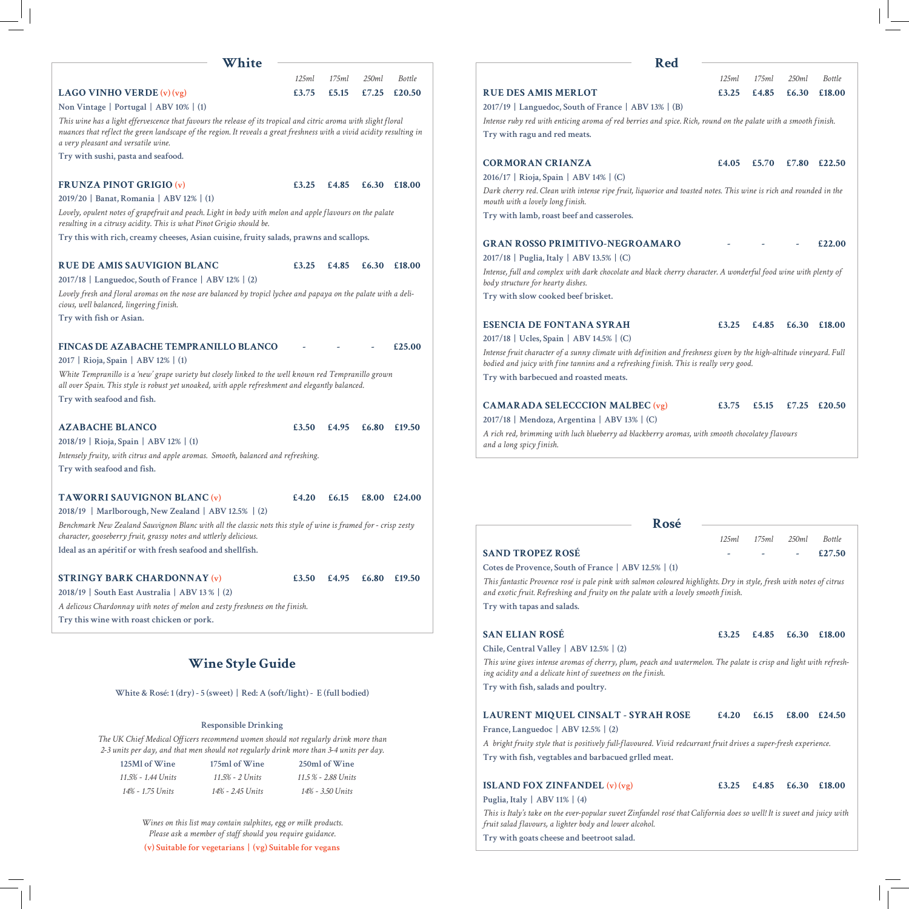## White

| | 125ml | 175ml | 250ml | Bottle |
|---|---|---|---|---|
| **LAGO VINHO VERDE** (v) (vg) | £3.75 | £5.15 | £7.25 | £20.50 |

Non Vintage | Portugal | ABV 10% | (1)

*This wine has a light effervescence that favours the release of its tropical and citric aroma with slight floral nuances that reflect the green landscape of the region. It reveals a great freshness with a vivid acidity resulting in a very pleasant and versatile wine.*

Try with sushi, pasta and seafood.

| | 125ml | 175ml | 250ml | Bottle |
|---|---|---|---|---|
| **FRUNZA PINOT GRIGIO** (v) | £3.25 | £4.85 | £6.30 | £18.00 |

2019/20 | Banat, Romania | ABV 12% | (1)

*Lovely, opulent notes of grapefruit and peach. Light in body with melon and apple flavours on the palate resulting in a citrusy acidity. This is what Pinot Grigio should be.*

Try this with rich, creamy cheeses, Asian cuisine, fruity salads, prawns and scallops.

| | 125ml | 175ml | 250ml | Bottle |
|---|---|---|---|---|
| **RUE DE AMIS SAUVIGION BLANC** | £3.25 | £4.85 | £6.30 | £18.00 |

2017/18 | Languedoc, South of France | ABV 12% | (2)

*Lovely fresh and floral aromas on the nose are balanced by tropicl lychee and papaya on the palate with a delicious, well balanced, lingering finish.*

Try with fish or Asian.

| | 125ml | 175ml | 250ml | Bottle |
|---|---|---|---|---|
| **FINCAS DE AZABACHE TEMPRANILLO BLANCO** | - | - | - | £25.00 |

2017 | Rioja, Spain | ABV 12% | (1)

*White Tempranillo is a 'new' grape variety but closely linked to the well known red Tempranillo grown all over Spain. This style is robust yet unoaked, with apple refreshment and elegantly balanced.*

Try with seafood and fish.

| | 125ml | 175ml | 250ml | Bottle |
|---|---|---|---|---|
| **AZABACHE BLANCO** | £3.50 | £4.95 | £6.80 | £19.50 |

2018/19 | Rioja, Spain | ABV 12% | (1)

*Intensely fruity, with citrus and apple aromas. Smooth, balanced and refreshing.*

Try with seafood and fish.

| | 125ml | 175ml | 250ml | Bottle |
|---|---|---|---|---|
| **TAWORRI SAUVIGNON BLANC** (v) | £4.20 | £6.15 | £8.00 | £24.00 |

2018/19 | Marlborough, New Zealand | ABV 12.5% | (2)

*Benchmark New Zealand Sauvignon Blanc with all the classic nots this style of wine is framed for - crisp zesty character, gooseberry fruit, grassy notes and uttlerly delicious.*

Ideal as an apéritif or with fresh seafood and shellfish.

| | 125ml | 175ml | 250ml | Bottle |
|---|---|---|---|---|
| **STRINGY BARK CHARDONNAY** (v) | £3.50 | £4.95 | £6.80 | £19.50 |

2018/19 | South East Australia | ABV 13 % | (2)

*A delicous Chardonnay with notes of melon and zesty freshness on the finish.*

Try this wine with roast chicken or pork.

## Wine Style Guide

White & Rosé: 1 (dry) - 5 (sweet) | Red: A (soft/light) - E (full bodied)

Responsible Drinking

*The UK Chief Medical Officers recommend women should not regularly drink more than 2-3 units per day, and that men should not regularly drink more than 3-4 units per day.*

| 125Ml of Wine | 175ml of Wine | 250ml of Wine |
|---|---|---|
| *11.5% - 1.44 Units* | *11.5% - 2 Units* | *11.5 % - 2.88 Units* |
| *14% - 1.75 Units* | *14% - 2.45 Units* | *14% - 3.50 Units* |

*Wines on this list may contain sulphites, egg or milk products. Please ask a member of staff should you require guidance.*

(v) Suitable for vegetarians | (vg) Suitable for vegans

## Red

| | 125ml | 175ml | 250ml | Bottle |
|---|---|---|---|---|
| **RUE DES AMIS MERLOT** | £3.25 | £4.85 | £6.30 | £18.00 |

2017/19 | Languedoc, South of France | ABV 13% | (B)

*Intense ruby red with enticing aroma of red berries and spice. Rich, round on the palate with a smooth finish.*

Try with ragu and red meats.

| | 125ml | 175ml | 250ml | Bottle |
|---|---|---|---|---|
| **CORMORAN CRIANZA** | £4.05 | £5.70 | £7.80 | £22.50 |

2016/17 | Rioja, Spain | ABV 14% | (C)

*Dark cherry red. Clean with intense ripe fruit, liquorice and toasted notes. This wine is rich and rounded in the mouth with a lovely long finish.*

Try with lamb, roast beef and casseroles.

| | 125ml | 175ml | 250ml | Bottle |
|---|---|---|---|---|
| **GRAN ROSSO PRIMITIVO-NEGROAMARO** | - | - | - | £22.00 |

2017/18 | Puglia, Italy | ABV 13.5% | (C)

*Intense, full and complex with dark chocolate and black cherry character. A wonderful food wine with plenty of body structure for hearty dishes.*

Try with slow cooked beef brisket.

| | 125ml | 175ml | 250ml | Bottle |
|---|---|---|---|---|
| **ESENCIA DE FONTANA SYRAH** | £3.25 | £4.85 | £6.30 | £18.00 |

2017/18 | Ucles, Spain | ABV 14.5% | (C)

*Intense fruit character of a sunny climate with definition and freshness given by the high-altitude vineyard. Full bodied and juicy with fine tannins and a refreshing finish. This is really very good.*

Try with barbecued and roasted meats.

| | 125ml | 175ml | 250ml | Bottle |
|---|---|---|---|---|
| **CAMARADA SELECCCION MALBEC** (vg) | £3.75 | £5.15 | £7.25 | £20.50 |

2017/18 | Mendoza, Argentina | ABV 13% | (C)

*A rich red, brimming with luch blueberry ad blackberry aromas, with smooth chocolatey flavours and a long spicy finish.*

## Rosé

| | 125ml | 175ml | 250ml | Bottle |
|---|---|---|---|---|
| **SAND TROPEZ ROSÉ** | - | - | - | £27.50 |

Cotes de Provence, South of France | ABV 12.5% | (1)

*This fantastic Provence rosé is pale pink with salmon coloured highlights. Dry in style, fresh with notes of citrus and exotic fruit. Refreshing and fruity on the palate with a lovely smooth finish.*

Try with tapas and salads.

| | 125ml | 175ml | 250ml | Bottle |
|---|---|---|---|---|
| **SAN ELIAN ROSÉ** | £3.25 | £4.85 | £6.30 | £18.00 |

Chile, Central Valley | ABV 12.5% | (2)

*This wine gives intense aromas of cherry, plum, peach and watermelon. The palate is crisp and light with refreshing acidity and a delicate hint of sweetness on the finish.*

Try with fish, salads and poultry.

| | 125ml | 175ml | 250ml | Bottle |
|---|---|---|---|---|
| **LAURENT MIQUEL CINSALT - SYRAH ROSE** | £4.20 | £6.15 | £8.00 | £24.50 |

France, Languedoc | ABV 12.5% | (2)

*A bright fruity style that is positively full-flavoured. Vivid redcurrant fruit drives a super-fresh experience.*

Try with fish, vegtables and barbacued grlled meat.

| | 125ml | 175ml | 250ml | Bottle |
|---|---|---|---|---|
| **ISLAND FOX ZINFANDEL** (v) (vg) | £3.25 | £4.85 | £6.30 | £18.00 |

Puglia, Italy | ABV 11% | (4)

*This is Italy's take on the ever-popular sweet Zinfandel rosé that California does so well! It is sweet and juicy with fruit salad flavours, a lighter body and lower alcohol.*

Try with goats cheese and beetroot salad.